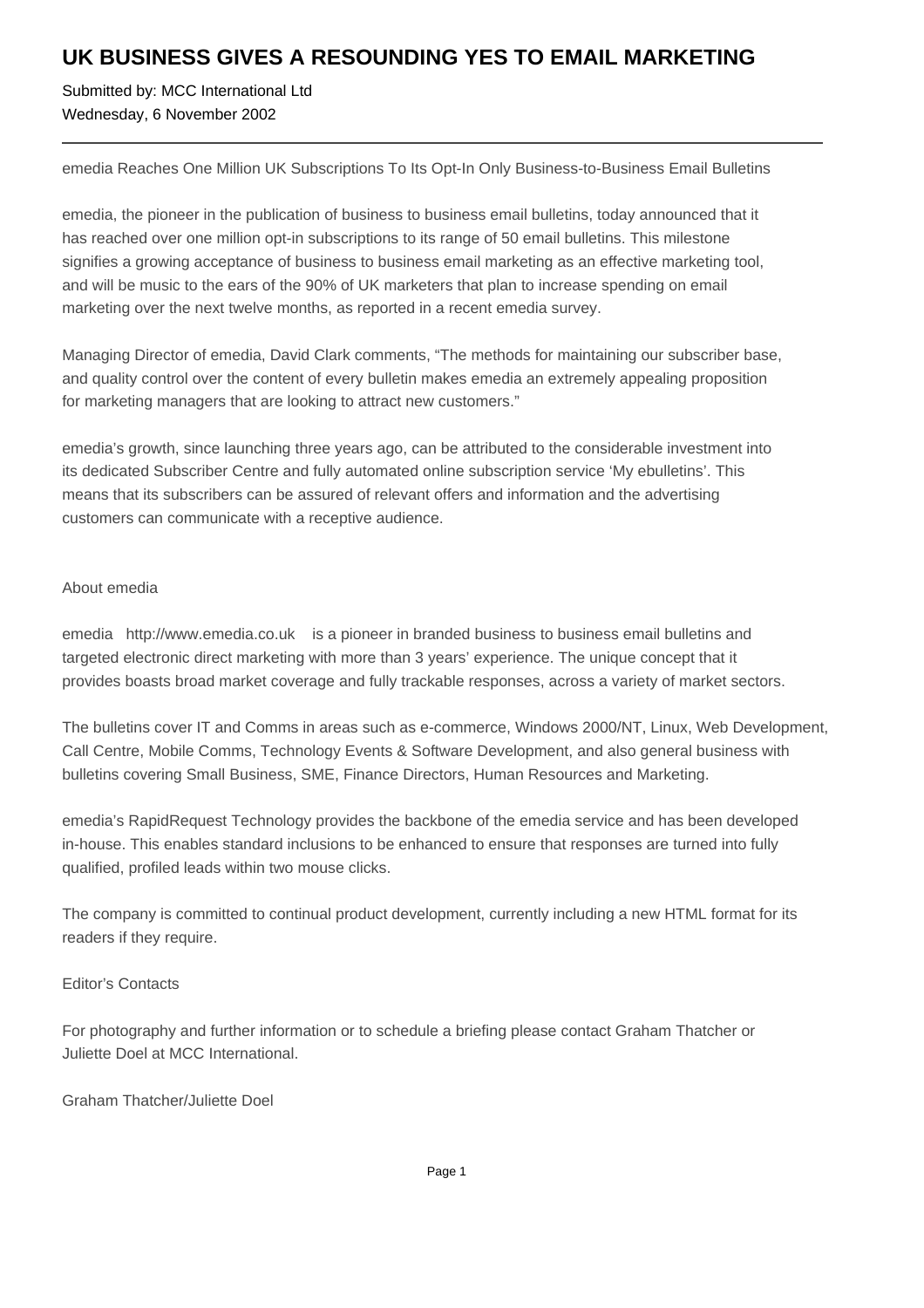# UK BUSINESS GIVES A RESOUNDING YES TO EMAIL MARKETING

Submitted by: MCC International Ltd
Wednesday, 6 November 2002

---

emedia Reaches One Million UK Subscriptions To Its Opt-In Only Business-to-Business Email Bulletins

emedia, the pioneer in the publication of business to business email bulletins, today announced that it has reached over one million opt-in subscriptions to its range of 50 email bulletins. This milestone signifies a growing acceptance of business to business email marketing as an effective marketing tool, and will be music to the ears of the 90% of UK marketers that plan to increase spending on email marketing over the next twelve months, as reported in a recent emedia survey.

Managing Director of emedia, David Clark comments, "The methods for maintaining our subscriber base, and quality control over the content of every bulletin makes emedia an extremely appealing proposition for marketing managers that are looking to attract new customers."

emedia's growth, since launching three years ago, can be attributed to the considerable investment into its dedicated Subscriber Centre and fully automated online subscription service 'My ebulletins'. This means that its subscribers can be assured of relevant offers and information and the advertising customers can communicate with a receptive audience.

About emedia

emedia http://www.emedia.co.uk is a pioneer in branded business to business email bulletins and targeted electronic direct marketing with more than 3 years' experience. The unique concept that it provides boasts broad market coverage and fully trackable responses, across a variety of market sectors.

The bulletins cover IT and Comms in areas such as e-commerce, Windows 2000/NT, Linux, Web Development, Call Centre, Mobile Comms, Technology Events & Software Development, and also general business with bulletins covering Small Business, SME, Finance Directors, Human Resources and Marketing.

emedia's RapidRequest Technology provides the backbone of the emedia service and has been developed in-house. This enables standard inclusions to be enhanced to ensure that responses are turned into fully qualified, profiled leads within two mouse clicks.

The company is committed to continual product development, currently including a new HTML format for its readers if they require.

Editor's Contacts

For photography and further information or to schedule a briefing please contact Graham Thatcher or Juliette Doel at MCC International.

Graham Thatcher/Juliette Doel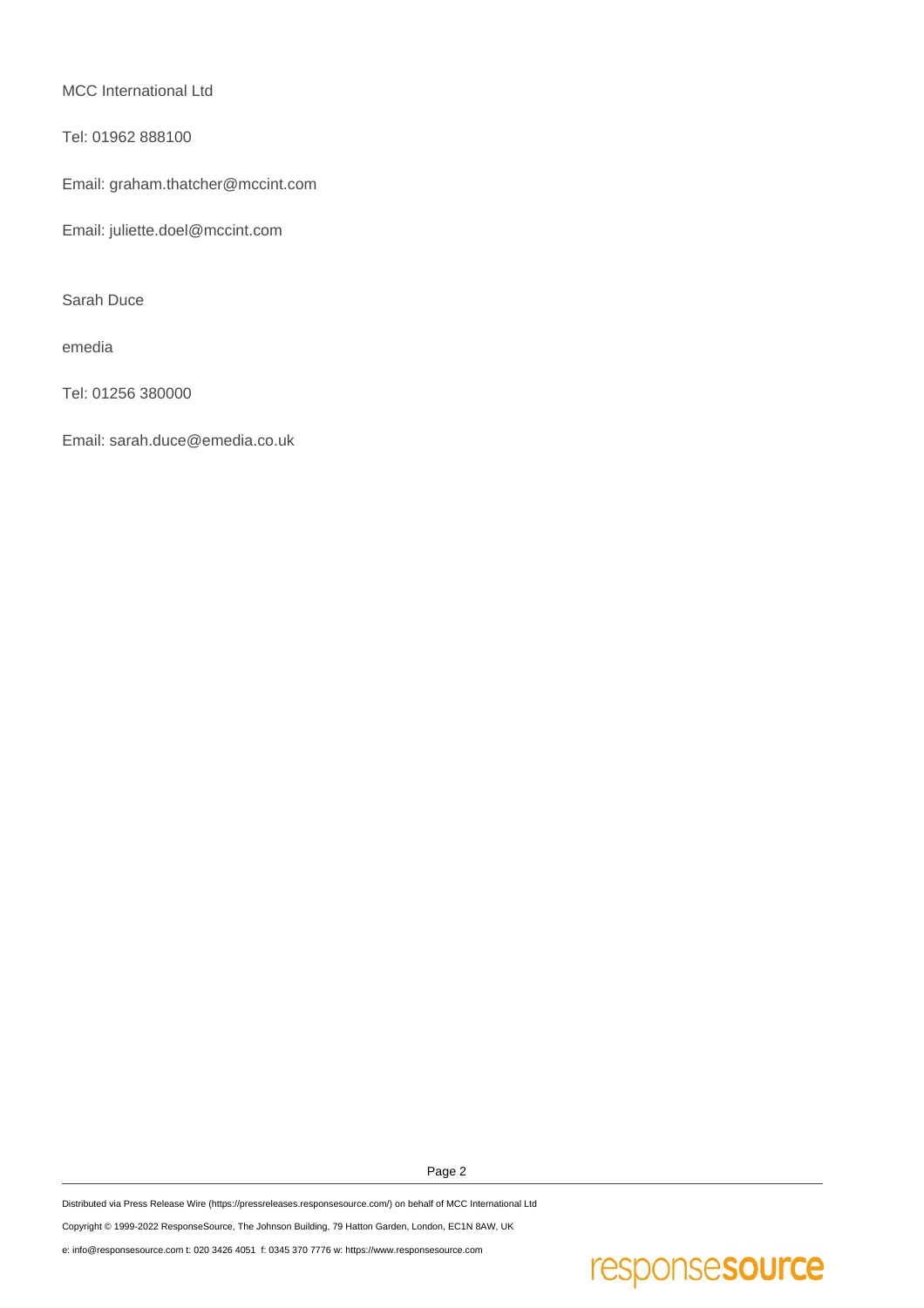MCC International Ltd

Tel: 01962 888100

Email: graham.thatcher@mccint.com

Email: juliette.doel@mccint.com

Sarah Duce

emedia

Tel: 01256 380000

Email: sarah.duce@emedia.co.uk